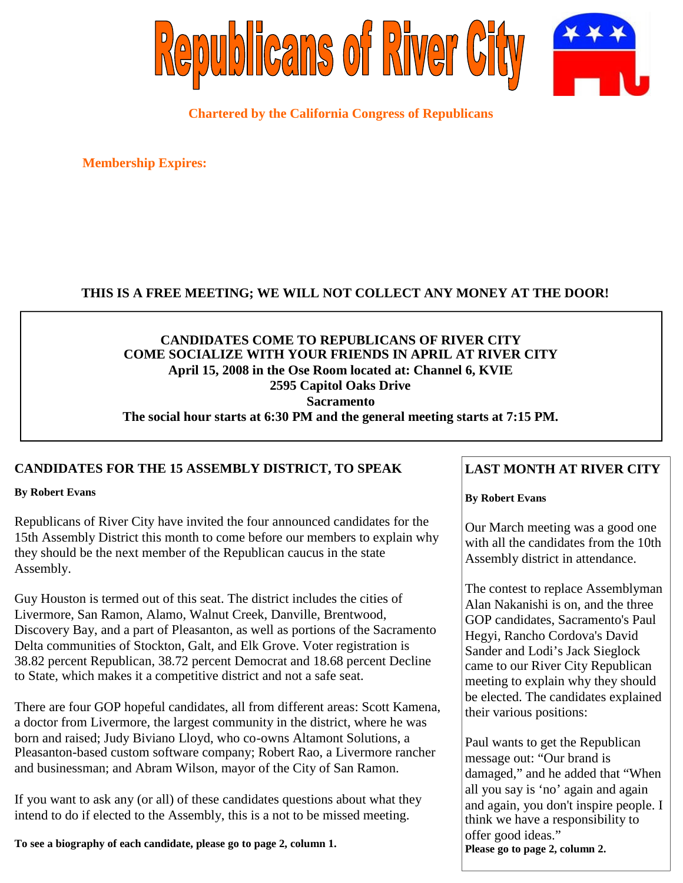# Republicans of River City

**Chartered by the California Congress of Republicans**

**Membership Expires:**

**THIS IS A FREE MEETING; WE WILL NOT COLLECT ANY MONEY AT THE DOOR!**

**CANDIDATES COME TO REPUBLICANS OF RIVER CITY**
**COME SOCIALIZE WITH YOUR FRIENDS IN APRIL AT RIVER CITY**
**April 15, 2008 in the Ose Room located at: Channel 6, KVIE**
**2595 Capitol Oaks Drive**
**Sacramento**
**The social hour starts at 6:30 PM and the general meeting starts at 7:15 PM.**

## CANDIDATES FOR THE 15 ASSEMBLY DISTRICT, TO SPEAK

**By Robert Evans**

Republicans of River City have invited the four announced candidates for the 15th Assembly District this month to come before our members to explain why they should be the next member of the Republican caucus in the state Assembly.

Guy Houston is termed out of this seat. The district includes the cities of Livermore, San Ramon, Alamo, Walnut Creek, Danville, Brentwood, Discovery Bay, and a part of Pleasanton, as well as portions of the Sacramento Delta communities of Stockton, Galt, and Elk Grove. Voter registration is 38.82 percent Republican, 38.72 percent Democrat and 18.68 percent Decline to State, which makes it a competitive district and not a safe seat.

There are four GOP hopeful candidates, all from different areas: Scott Kamena, a doctor from Livermore, the largest community in the district, where he was born and raised; Judy Biviano Lloyd, who co-owns Altamont Solutions, a Pleasanton-based custom software company; Robert Rao, a Livermore rancher and businessman; and Abram Wilson, mayor of the City of San Ramon.

If you want to ask any (or all) of these candidates questions about what they intend to do if elected to the Assembly, this is a not to be missed meeting.

**To see a biography of each candidate, please go to page 2, column 1.**

## LAST MONTH AT RIVER CITY

**By Robert Evans**

Our March meeting was a good one with all the candidates from the 10th Assembly district in attendance.

The contest to replace Assemblyman Alan Nakanishi is on, and the three GOP candidates, Sacramento's Paul Hegyi, Rancho Cordova's David Sander and Lodi's Jack Sieglock came to our River City Republican meeting to explain why they should be elected. The candidates explained their various positions:

Paul wants to get the Republican message out: "Our brand is damaged," and he added that "When all you say is 'no' again and again and again, you don't inspire people. I think we have a responsibility to offer good ideas."

**Please go to page 2, column 2.**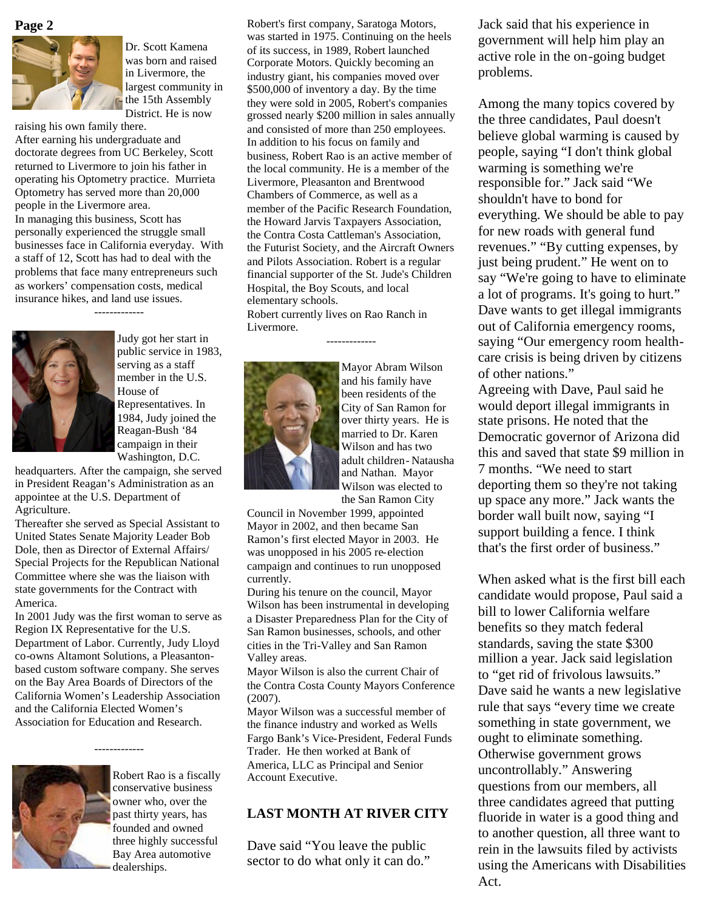Dr. Scott Kamena was born and raised in Livermore, the largest community in the 15th Assembly District. He is now raising his own family there.

After earning his undergraduate and doctorate degrees from UC Berkeley, Scott returned to Livermore to join his father in operating his Optometry practice. Murrieta Optometry has served more than 20,000 people in the Livermore area.

In managing this business, Scott has personally experienced the struggle small businesses face in California everyday. With a staff of 12, Scott has had to deal with the problems that face many entrepreneurs such as workers' compensation costs, medical insurance hikes, and land use issues.

-------------

Judy got her start in public service in 1983, serving as a staff member in the U.S. House of Representatives. In 1984, Judy joined the Reagan-Bush '84 campaign in their Washington, D.C. headquarters. After the campaign, she served in President Reagan's Administration as an appointee at the U.S. Department of Agriculture.

Thereafter she served as Special Assistant to United States Senate Majority Leader Bob Dole, then as Director of External Affairs/ Special Projects for the Republican National Committee where she was the liaison with state governments for the Contract with America.

In 2001 Judy was the first woman to serve as Region IX Representative for the U.S. Department of Labor. Currently, Judy Lloyd co-owns Altamont Solutions, a Pleasanton-based custom software company. She serves on the Bay Area Boards of Directors of the California Women's Leadership Association and the California Elected Women's Association for Education and Research.

-------------

Robert Rao is a fiscally conservative business owner who, over the past thirty years, has founded and owned three highly successful Bay Area automotive dealerships.

Robert's first company, Saratoga Motors, was started in 1975. Continuing on the heels of its success, in 1989, Robert launched Corporate Motors. Quickly becoming an industry giant, his companies moved over $500,000 of inventory a day. By the time they were sold in 2005, Robert's companies grossed nearly $200 million in sales annually and consisted of more than 250 employees. In addition to his focus on family and business, Robert Rao is an active member of the local community. He is a member of the Livermore, Pleasanton and Brentwood Chambers of Commerce, as well as a member of the Pacific Research Foundation, the Howard Jarvis Taxpayers Association, the Contra Costa Cattleman's Association, the Futurist Society, and the Aircraft Owners and Pilots Association. Robert is a regular financial supporter of the St. Jude's Children Hospital, the Boy Scouts, and local elementary schools.

Robert currently lives on Rao Ranch in Livermore.

-------------

Mayor Abram Wilson and his family have been residents of the City of San Ramon for over thirty years. He is married to Dr. Karen Wilson and has two adult children- Natausha and Nathan. Mayor Wilson was elected to the San Ramon City Council in November 1999, appointed Mayor in 2002, and then became San Ramon's first elected Mayor in 2003. He was unopposed in his 2005 re-election campaign and continues to run unopposed currently.

During his tenure on the council, Mayor Wilson has been instrumental in developing a Disaster Preparedness Plan for the City of San Ramon businesses, schools, and other cities in the Tri-Valley and San Ramon Valley areas.

Mayor Wilson is also the current Chair of the Contra Costa County Mayors Conference (2007).

Mayor Wilson was a successful member of the finance industry and worked as Wells Fargo Bank's Vice-President, Federal Funds Trader. He then worked at Bank of America, LLC as Principal and Senior Account Executive.

## LAST MONTH AT RIVER CITY

Dave said "You leave the public sector to do what only it can do." Jack said that his experience in government will help him play an active role in the on-going budget problems.

Among the many topics covered by the three candidates, Paul doesn't believe global warming is caused by people, saying "I don't think global warming is something we're responsible for." Jack said "We shouldn't have to bond for everything. We should be able to pay for new roads with general fund revenues." "By cutting expenses, by just being prudent." He went on to say "We're going to have to eliminate a lot of programs. It's going to hurt." Dave wants to get illegal immigrants out of California emergency rooms, saying "Our emergency room health-care crisis is being driven by citizens of other nations."

Agreeing with Dave, Paul said he would deport illegal immigrants in state prisons. He noted that the Democratic governor of Arizona did this and saved that state $9 million in 7 months. "We need to start deporting them so they're not taking up space any more." Jack wants the border wall built now, saying "I support building a fence. I think that's the first order of business."

When asked what is the first bill each candidate would propose, Paul said a bill to lower California welfare benefits so they match federal standards, saving the state $300 million a year. Jack said legislation to "get rid of frivolous lawsuits." Dave said he wants a new legislative rule that says "every time we create something in state government, we ought to eliminate something. Otherwise government grows uncontrollably." Answering questions from our members, all three candidates agreed that putting fluoride in water is a good thing and to another question, all three want to rein in the lawsuits filed by activists using the Americans with Disabilities Act.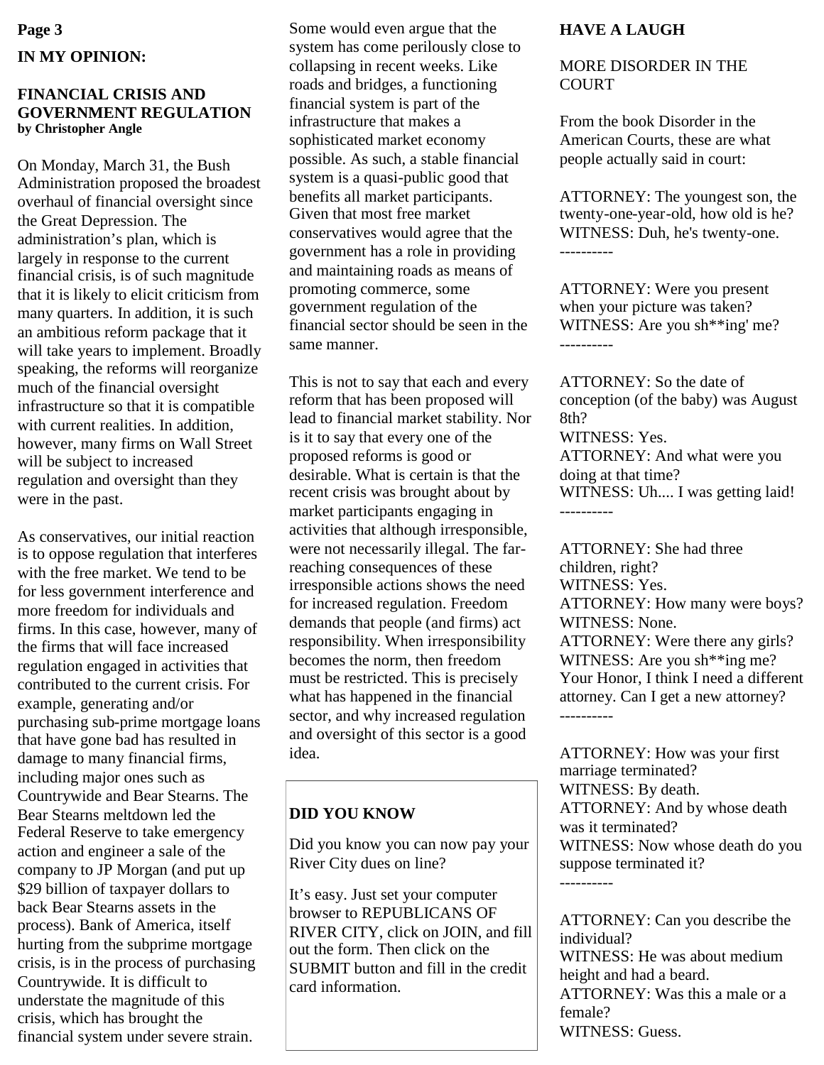## IN MY OPINION:

### FINANCIAL CRISIS AND GOVERNMENT REGULATION

**by Christopher Angle**

On Monday, March 31, the Bush Administration proposed the broadest overhaul of financial oversight since the Great Depression. The administration's plan, which is largely in response to the current financial crisis, is of such magnitude that it is likely to elicit criticism from many quarters. In addition, it is such an ambitious reform package that it will take years to implement. Broadly speaking, the reforms will reorganize much of the financial oversight infrastructure so that it is compatible with current realities. In addition, however, many firms on Wall Street will be subject to increased regulation and oversight than they were in the past.

As conservatives, our initial reaction is to oppose regulation that interferes with the free market. We tend to be for less government interference and more freedom for individuals and firms. In this case, however, many of the firms that will face increased regulation engaged in activities that contributed to the current crisis. For example, generating and/or purchasing sub-prime mortgage loans that have gone bad has resulted in damage to many financial firms, including major ones such as Countrywide and Bear Stearns. The Bear Stearns meltdown led the Federal Reserve to take emergency action and engineer a sale of the company to JP Morgan (and put up $29 billion of taxpayer dollars to back Bear Stearns assets in the process). Bank of America, itself hurting from the subprime mortgage crisis, is in the process of purchasing Countrywide. It is difficult to understate the magnitude of this crisis, which has brought the financial system under severe strain. Some would even argue that the system has come perilously close to collapsing in recent weeks. Like roads and bridges, a functioning financial system is part of the infrastructure that makes a sophisticated market economy possible. As such, a stable financial system is a quasi-public good that benefits all market participants. Given that most free market conservatives would agree that the government has a role in providing and maintaining roads as means of promoting commerce, some government regulation of the financial sector should be seen in the same manner.

This is not to say that each and every reform that has been proposed will lead to financial market stability. Nor is it to say that every one of the proposed reforms is good or desirable. What is certain is that the recent crisis was brought about by market participants engaging in activities that although irresponsible, were not necessarily illegal. The far-reaching consequences of these irresponsible actions shows the need for increased regulation. Freedom demands that people (and firms) act responsibility. When irresponsibility becomes the norm, then freedom must be restricted. This is precisely what has happened in the financial sector, and why increased regulation and oversight of this sector is a good idea.

### DID YOU KNOW

Did you know you can now pay your River City dues on line?

It's easy. Just set your computer browser to REPUBLICANS OF RIVER CITY, click on JOIN, and fill out the form. Then click on the SUBMIT button and fill in the credit card information.

## HAVE A LAUGH

MORE DISORDER IN THE COURT

From the book Disorder in the American Courts, these are what people actually said in court:

ATTORNEY: The youngest son, the twenty-one-year-old, how old is he?
WITNESS: Duh, he's twenty-one.

----------

ATTORNEY: Were you present when your picture was taken?
WITNESS: Are you sh**ing' me?

----------

ATTORNEY: So the date of conception (of the baby) was August 8th?
WITNESS: Yes.
ATTORNEY: And what were you doing at that time?
WITNESS: Uh.... I was getting laid!

----------

ATTORNEY: She had three children, right?
WITNESS: Yes.
ATTORNEY: How many were boys?
WITNESS: None.
ATTORNEY: Were there any girls?
WITNESS: Are you sh**ing me? Your Honor, I think I need a different attorney. Can I get a new attorney?

----------

ATTORNEY: How was your first marriage terminated?
WITNESS: By death.
ATTORNEY: And by whose death was it terminated?
WITNESS: Now whose death do you suppose terminated it?

----------

ATTORNEY: Can you describe the individual?
WITNESS: He was about medium height and had a beard.
ATTORNEY: Was this a male or a female?
WITNESS: Guess.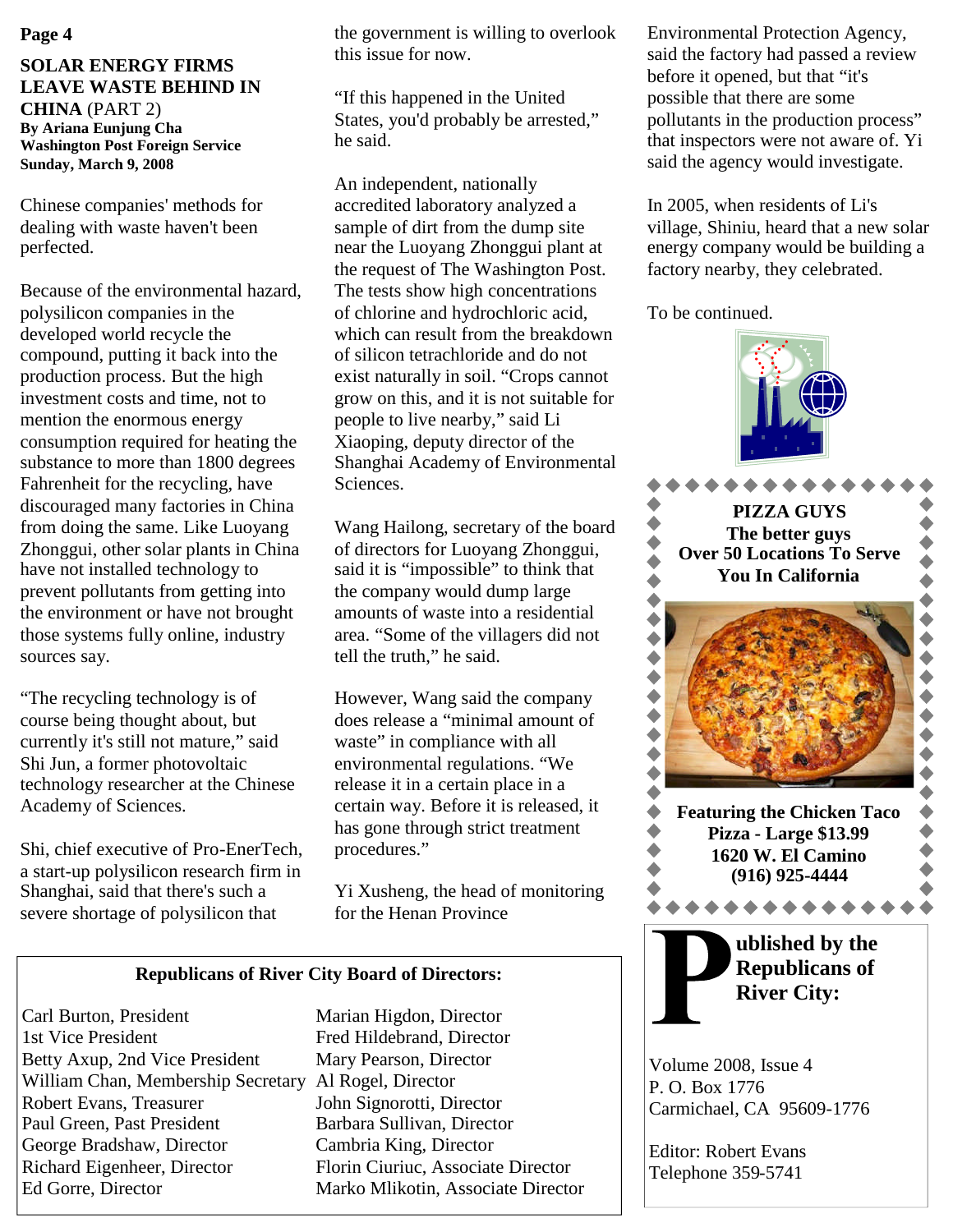## SOLAR ENERGY FIRMS LEAVE WASTE BEHIND IN CHINA (PART 2)

**By Ariana Eunjung Cha**
**Washington Post Foreign Service**
**Sunday, March 9, 2008**

Chinese companies' methods for dealing with waste haven't been perfected.

Because of the environmental hazard, polysilicon companies in the developed world recycle the compound, putting it back into the production process. But the high investment costs and time, not to mention the enormous energy consumption required for heating the substance to more than 1800 degrees Fahrenheit for the recycling, have discouraged many factories in China from doing the same. Like Luoyang Zhonggui, other solar plants in China have not installed technology to prevent pollutants from getting into the environment or have not brought those systems fully online, industry sources say.

"The recycling technology is of course being thought about, but currently it's still not mature," said Shi Jun, a former photovoltaic technology researcher at the Chinese Academy of Sciences.

Shi, chief executive of Pro-EnerTech, a start-up polysilicon research firm in Shanghai, said that there's such a severe shortage of polysilicon that the government is willing to overlook this issue for now.

"If this happened in the United States, you'd probably be arrested," he said.

An independent, nationally accredited laboratory analyzed a sample of dirt from the dump site near the Luoyang Zhonggui plant at the request of The Washington Post. The tests show high concentrations of chlorine and hydrochloric acid, which can result from the breakdown of silicon tetrachloride and do not exist naturally in soil. "Crops cannot grow on this, and it is not suitable for people to live nearby," said Li Xiaoping, deputy director of the Shanghai Academy of Environmental Sciences.

Wang Hailong, secretary of the board of directors for Luoyang Zhonggui, said it is "impossible" to think that the company would dump large amounts of waste into a residential area. "Some of the villagers did not tell the truth," he said.

However, Wang said the company does release a "minimal amount of waste" in compliance with all environmental regulations. "We release it in a certain place in a certain way. Before it is released, it has gone through strict treatment procedures."

Yi Xusheng, the head of monitoring for the Henan Province Environmental Protection Agency, said the factory had passed a review before it opened, but that "it's possible that there are some pollutants in the production process" that inspectors were not aware of. Yi said the agency would investigate.

In 2005, when residents of Li's village, Shiniu, heard that a new solar energy company would be building a factory nearby, they celebrated.

To be continued.

---

**PIZZA GUYS**
**The better guys**
**Over 50 Locations To Serve You In California**

**Featuring the Chicken Taco Pizza - Large $13.99**
**1620 W. El Camino**
**(916) 925-4444**

---

### Republicans of River City Board of Directors:

Carl Burton, President
1st Vice President
Betty Axup, 2nd Vice President
William Chan, Membership Secretary
Robert Evans, Treasurer
Paul Green, Past President
George Bradshaw, Director
Richard Eigenheer, Director
Ed Gorre, Director
Marian Higdon, Director
Fred Hildebrand, Director
Mary Pearson, Director
Al Rogel, Director
John Signorotti, Director
Barbara Sullivan, Director
Cambria King, Director
Florin Ciuriuc, Associate Director
Marko Mlikotin, Associate Director

---

**Published by the Republicans of River City:**

Volume 2008, Issue 4
P. O. Box 1776
Carmichael, CA 95609-1776

Editor: Robert Evans
Telephone 359-5741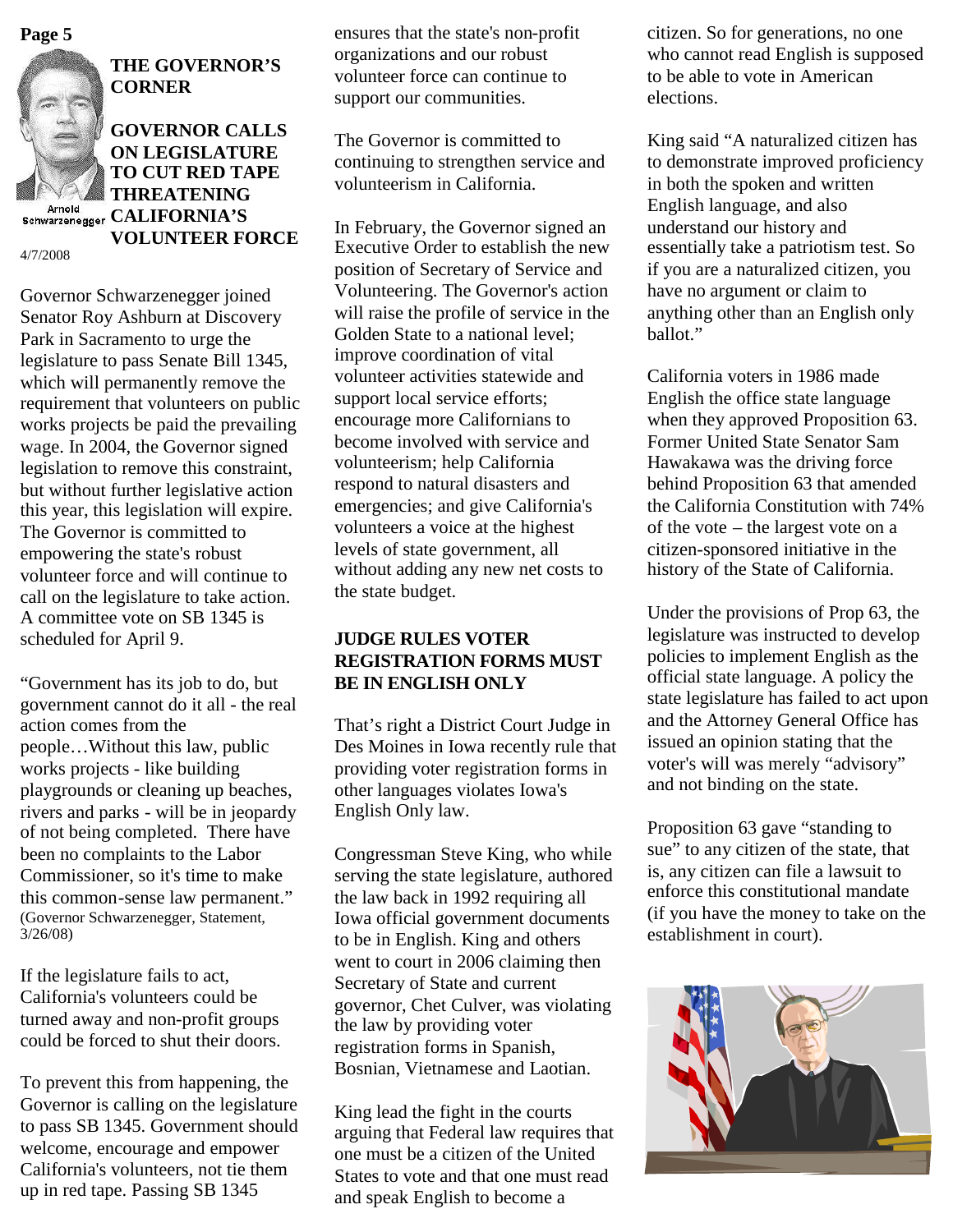# THE GOVERNOR'S CORNER

Arnold Schwarzenegger

## GOVERNOR CALLS ON LEGISLATURE TO CUT RED TAPE THREATENING CALIFORNIA'S VOLUNTEER FORCE

4/7/2008

Governor Schwarzenegger joined Senator Roy Ashburn at Discovery Park in Sacramento to urge the legislature to pass Senate Bill 1345, which will permanently remove the requirement that volunteers on public works projects be paid the prevailing wage. In 2004, the Governor signed legislation to remove this constraint, but without further legislative action this year, this legislation will expire. The Governor is committed to empowering the state's robust volunteer force and will continue to call on the legislature to take action. A committee vote on SB 1345 is scheduled for April 9.

"Government has its job to do, but government cannot do it all - the real action comes from the people…Without this law, public works projects - like building playgrounds or cleaning up beaches, rivers and parks - will be in jeopardy of not being completed. There have been no complaints to the Labor Commissioner, so it's time to make this common-sense law permanent." (Governor Schwarzenegger, Statement, 3/26/08)

If the legislature fails to act, California's volunteers could be turned away and non-profit groups could be forced to shut their doors.

To prevent this from happening, the Governor is calling on the legislature to pass SB 1345. Government should welcome, encourage and empower California's volunteers, not tie them up in red tape. Passing SB 1345 ensures that the state's non-profit organizations and our robust volunteer force can continue to support our communities.

The Governor is committed to continuing to strengthen service and volunteerism in California.

In February, the Governor signed an Executive Order to establish the new position of Secretary of Service and Volunteering. The Governor's action will raise the profile of service in the Golden State to a national level; improve coordination of vital volunteer activities statewide and support local service efforts; encourage more Californians to become involved with service and volunteerism; help California respond to natural disasters and emergencies; and give California's volunteers a voice at the highest levels of state government, all without adding any new net costs to the state budget.

## JUDGE RULES VOTER REGISTRATION FORMS MUST BE IN ENGLISH ONLY

That's right a District Court Judge in Des Moines in Iowa recently rule that providing voter registration forms in other languages violates Iowa's English Only law.

Congressman Steve King, who while serving the state legislature, authored the law back in 1992 requiring all Iowa official government documents to be in English. King and others went to court in 2006 claiming then Secretary of State and current governor, Chet Culver, was violating the law by providing voter registration forms in Spanish, Bosnian, Vietnamese and Laotian.

King lead the fight in the courts arguing that Federal law requires that one must be a citizen of the United States to vote and that one must read and speak English to become a citizen. So for generations, no one who cannot read English is supposed to be able to vote in American elections.

King said "A naturalized citizen has to demonstrate improved proficiency in both the spoken and written English language, and also understand our history and essentially take a patriotism test. So if you are a naturalized citizen, you have no argument or claim to anything other than an English only ballot."

California voters in 1986 made English the office state language when they approved Proposition 63. Former United State Senator Sam Hawakawa was the driving force behind Proposition 63 that amended the California Constitution with 74% of the vote – the largest vote on a citizen-sponsored initiative in the history of the State of California.

Under the provisions of Prop 63, the legislature was instructed to develop policies to implement English as the official state language. A policy the state legislature has failed to act upon and the Attorney General Office has issued an opinion stating that the voter's will was merely "advisory" and not binding on the state.

Proposition 63 gave "standing to sue" to any citizen of the state, that is, any citizen can file a lawsuit to enforce this constitutional mandate (if you have the money to take on the establishment in court).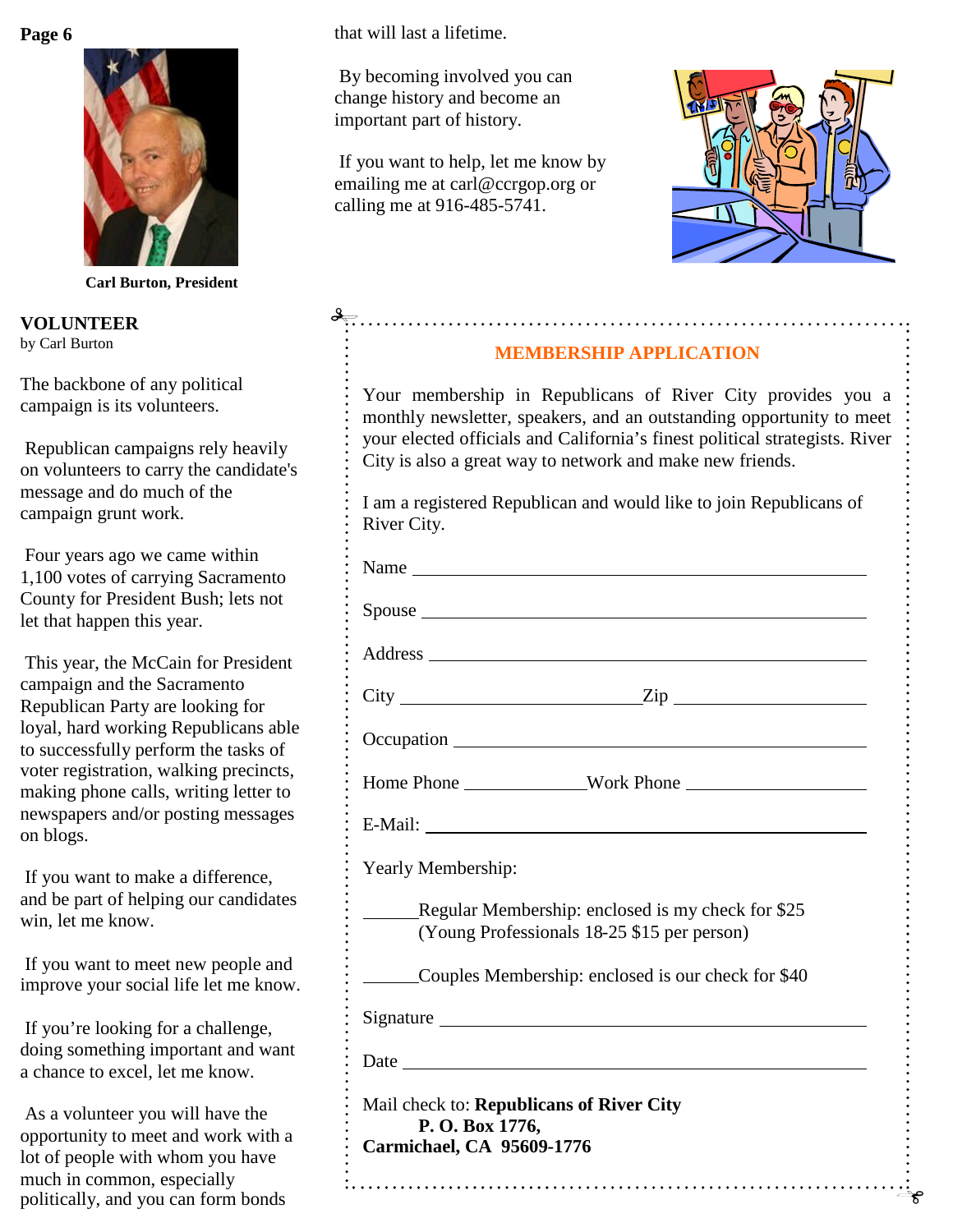**Carl Burton, President**

## VOLUNTEER

by Carl Burton

The backbone of any political campaign is its volunteers.

Republican campaigns rely heavily on volunteers to carry the candidate's message and do much of the campaign grunt work.

Four years ago we came within 1,100 votes of carrying Sacramento County for President Bush; lets not let that happen this year.

This year, the McCain for President campaign and the Sacramento Republican Party are looking for loyal, hard working Republicans able to successfully perform the tasks of voter registration, walking precincts, making phone calls, writing letter to newspapers and/or posting messages on blogs.

If you want to make a difference, and be part of helping our candidates win, let me know.

If you want to meet new people and improve your social life let me know.

If you're looking for a challenge, doing something important and want a chance to excel, let me know.

As a volunteer you will have the opportunity to meet and work with a lot of people with whom you have much in common, especially politically, and you can form bonds that will last a lifetime.

By becoming involved you can change history and become an important part of history.

If you want to help, let me know by emailing me at carl@ccrgop.org or calling me at 916-485-5741.

## MEMBERSHIP APPLICATION

Your membership in Republicans of River City provides you a monthly newsletter, speakers, and an outstanding opportunity to meet your elected officials and California's finest political strategists. River City is also a great way to network and make new friends.

I am a registered Republican and would like to join Republicans of River City.

Name ______________________________

Spouse ______________________________

Address ______________________________

City ____________________ Zip ______________

Occupation ______________________________

Home Phone ____________ Work Phone ______________

E-Mail: ______________________________

Yearly Membership:

______Regular Membership: enclosed is my check for $25
(Young Professionals 18-25 $15 per person)

______Couples Membership: enclosed is our check for $40

Signature ______________________________

Date ______________________________

Mail check to: **Republicans of River City**
**P. O. Box 1776,**
**Carmichael, CA 95609-1776**